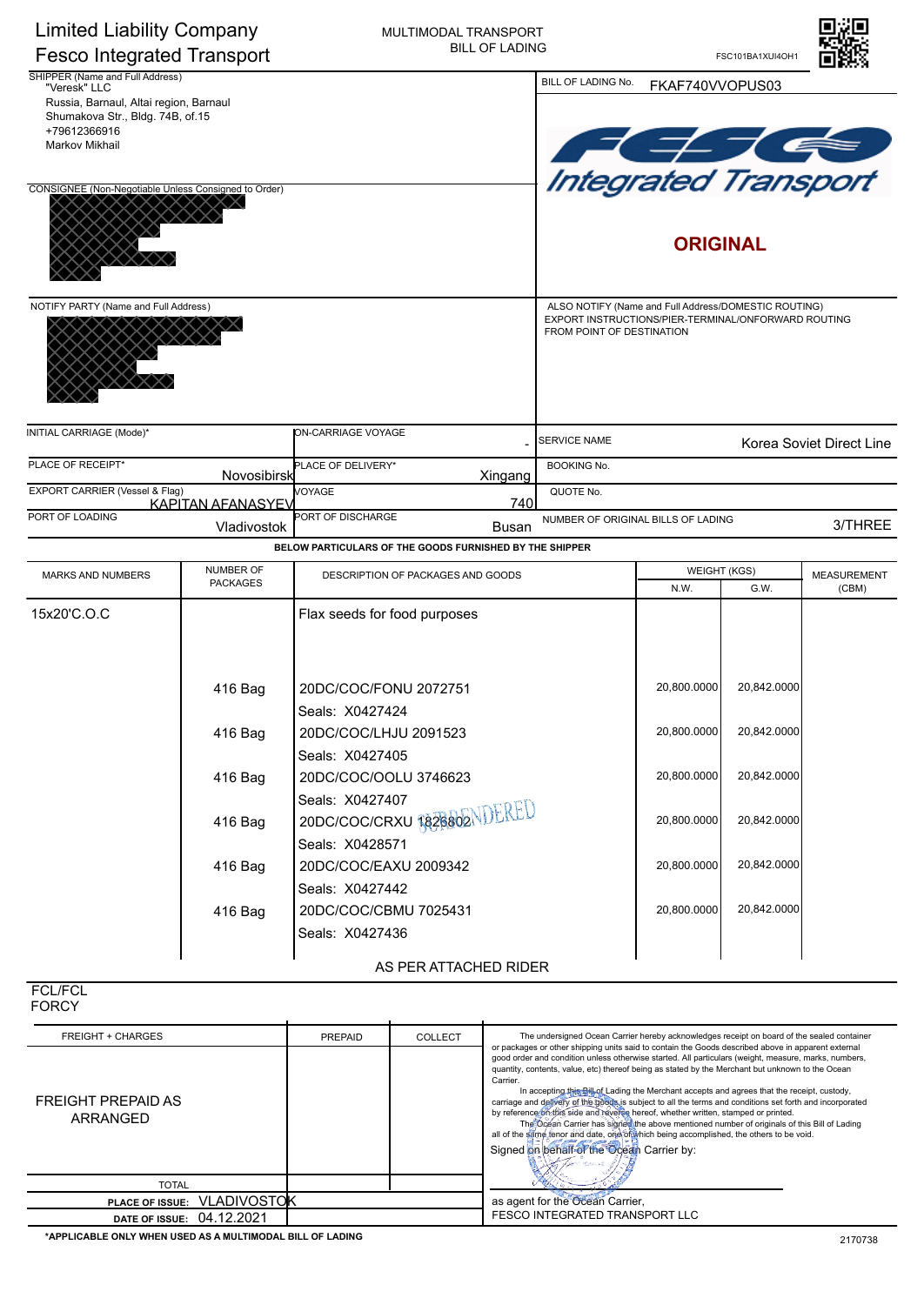Limited Liability Company
Fesco Integrated Transport

MULTIMODAL TRANSPORT
BILL OF LADING

FSC101BA1XUI4OH1

SHIPPER (Name and Full Address)
"Veresk" LLC
Russia, Barnaul, Altai region, Barnaul
Shumakova Str., Bldg. 74B, of.15
+79612366916
Markov Mikhail

BILL OF LADING No. FKAF740VVOPUS03

FESCO Integrated Transport

**ORIGINAL**

CONSIGNEE (Non-Negotiable Unless Consigned to Order)

NOTIFY PARTY (Name and Full Address)

ALSO NOTIFY (Name and Full Address/DOMESTIC ROUTING)
EXPORT INSTRUCTIONS/PIER-TERMINAL/ONFORWARD ROUTING
FROM POINT OF DESTINATION

| INITIAL CARRIAGE (Mode)* | ON-CARRIAGE VOYAGE - | SERVICE NAME | Korea Soviet Direct Line |
|---|---|---|---|
| PLACE OF RECEIPT* Novosibirsk | PLACE OF DELIVERY* Xingang | BOOKING No. | |
| EXPORT CARRIER (Vessel & Flag) KAPITAN AFANASYEV | VOYAGE 740 | QUOTE No. | |
| PORT OF LOADING Vladivostok | PORT OF DISCHARGE Busan | NUMBER OF ORIGINAL BILLS OF LADING | 3/THREE |

**BELOW PARTICULARS OF THE GOODS FURNISHED BY THE SHIPPER**

| MARKS AND NUMBERS | NUMBER OF PACKAGES | DESCRIPTION OF PACKAGES AND GOODS | WEIGHT (KGS) N.W. | WEIGHT (KGS) G.W. | MEASUREMENT (CBM) |
|---|---|---|---|---|---|
| 15x20'C.O.C | | Flax seeds for food purposes | | | |
| | 416 Bag | 20DC/COC/FONU 2072751 Seals: X0427424 | 20,800.0000 | 20,842.0000 | |
| | 416 Bag | 20DC/COC/LHJU 2091523 Seals: X0427405 | 20,800.0000 | 20,842.0000 | |
| | 416 Bag | 20DC/COC/OOLU 3746623 Seals: X0427407 | 20,800.0000 | 20,842.0000 | |
| | 416 Bag | 20DC/COC/CRXU 1826802 Seals: X0428571 | 20,800.0000 | 20,842.0000 | |
| | 416 Bag | 20DC/COC/EAXU 2009342 Seals: X0427442 | 20,800.0000 | 20,842.0000 | |
| | 416 Bag | 20DC/COC/CBMU 7025431 Seals: X0427436 | 20,800.0000 | 20,842.0000 | |

SURRENDERED

AS PER ATTACHED RIDER

FCL/FCL
FORCY

| FREIGHT + CHARGES | PREPAID | COLLECT |
|---|---|---|
| FREIGHT PREPAID AS ARRANGED | | |
| TOTAL | | |

The undersigned Ocean Carrier hereby acknowledges receipt on board of the sealed container or packages or other shipping units said to contain the Goods described above in apparent external good order and condition unless otherwise started. All particulars (weight, measure, marks, numbers, quantity, contents, value, etc) thereof being as stated by the Merchant but unknown to the Ocean Carrier.

In accepting this Bill of Lading the Merchant accepts and agrees that the receipt, custody, carriage and delivery of the goods is subject to all the terms and conditions set forth and incorporated by reference on this side and reverse hereof, whether written, stamped or printed.

The Ocean Carrier has signed the above mentioned number of originals of this Bill of Lading all of the same tenor and date, one of which being accomplished, the others to be void.

Signed on behalf of the Ocean Carrier by:

as agent for the Ocean Carrier,
FESCO INTEGRATED TRANSPORT LLC

**PLACE OF ISSUE:** VLADIVOSTOK
**DATE OF ISSUE:** 04.12.2021

***APPLICABLE ONLY WHEN USED AS A MULTIMODAL BILL OF LADING**

2170738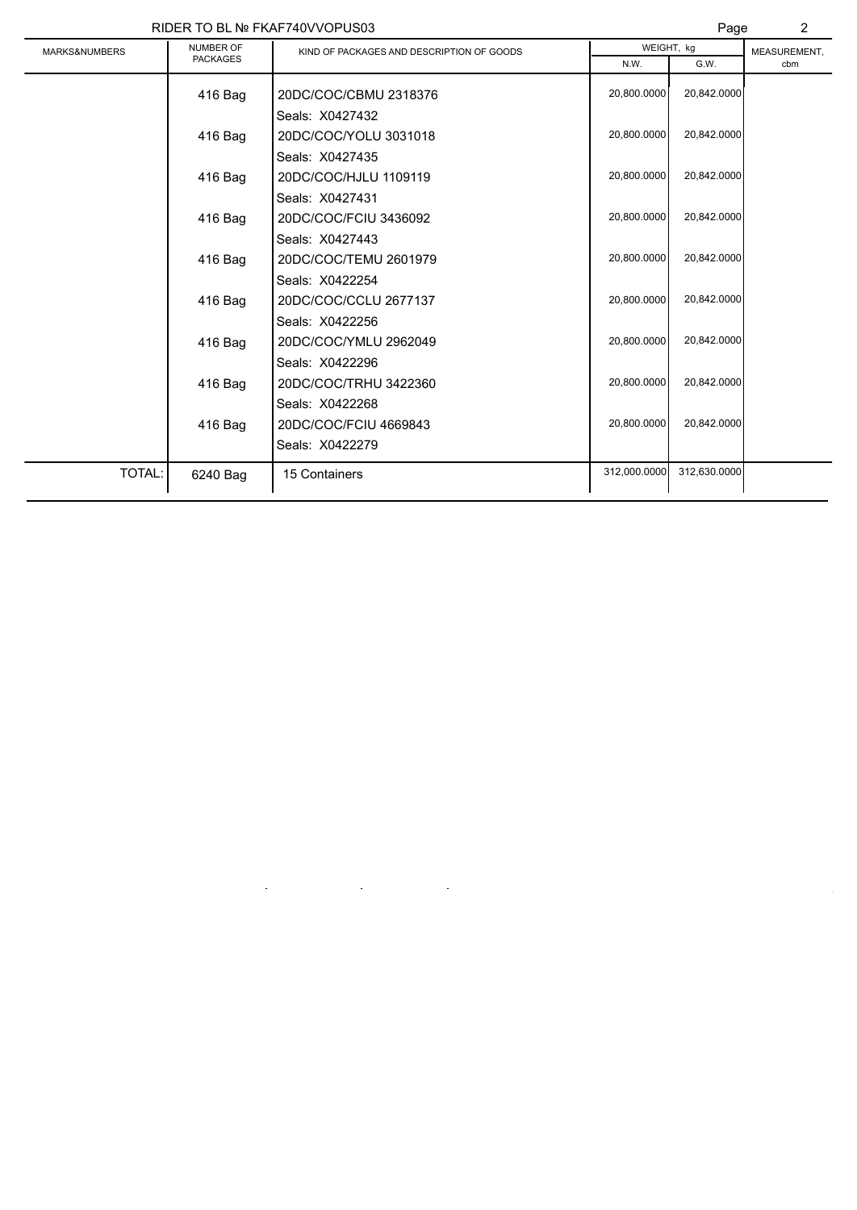RIDER TO BL № FKAF740VVOPUS03

| MARKS&NUMBERS | NUMBER OF PACKAGES | KIND OF PACKAGES AND DESCRIPTION OF GOODS | WEIGHT, kg | | MEASUREMENT, cbm |
|---|---|---|---|---|---|
| | | | N.W. | G.W. | |
| | 416 Bag | 20DC/COC/CBMU 2318376 | 20,800.0000 | 20,842.0000 | |
| | | Seals: X0427432 | | | |
| | 416 Bag | 20DC/COC/YOLU 3031018 | 20,800.0000 | 20,842.0000 | |
| | | Seals: X0427435 | | | |
| | 416 Bag | 20DC/COC/HJLU 1109119 | 20,800.0000 | 20,842.0000 | |
| | | Seals: X0427431 | | | |
| | 416 Bag | 20DC/COC/FCIU 3436092 | 20,800.0000 | 20,842.0000 | |
| | | Seals: X0427443 | | | |
| | 416 Bag | 20DC/COC/TEMU 2601979 | 20,800.0000 | 20,842.0000 | |
| | | Seals: X0422254 | | | |
| | 416 Bag | 20DC/COC/CCLU 2677137 | 20,800.0000 | 20,842.0000 | |
| | | Seals: X0422256 | | | |
| | 416 Bag | 20DC/COC/YMLU 2962049 | 20,800.0000 | 20,842.0000 | |
| | | Seals: X0422296 | | | |
| | 416 Bag | 20DC/COC/TRHU 3422360 | 20,800.0000 | 20,842.0000 | |
| | | Seals: X0422268 | | | |
| | 416 Bag | 20DC/COC/FCIU 4669843 | 20,800.0000 | 20,842.0000 | |
| | | Seals: X0422279 | | | |
| TOTAL: | 6240 Bag | 15 Containers | 312,000.0000 | 312,630.0000 | |